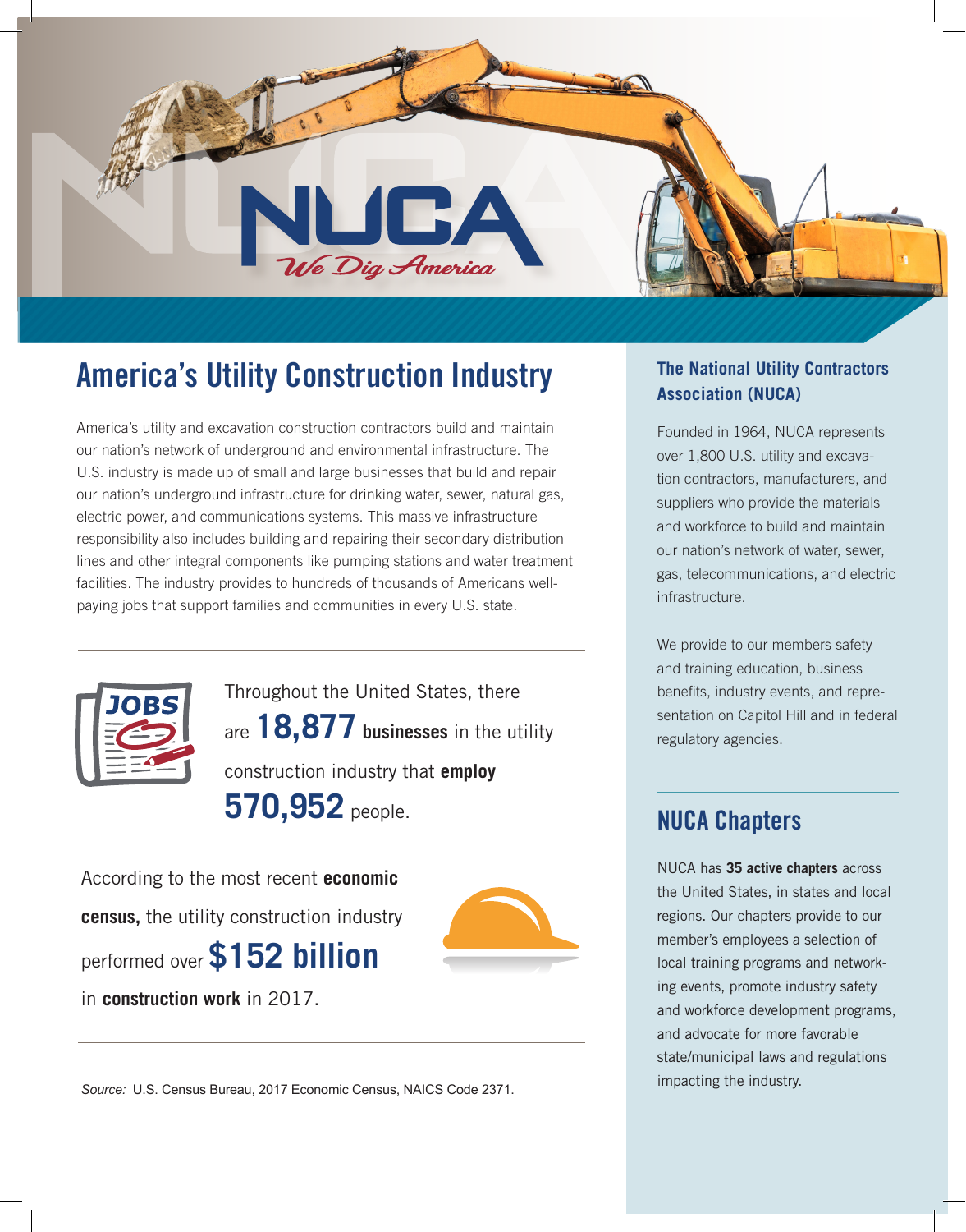# NUCA

*We Dig America*

## America's Utility Construction Industry

America's utility and excavation construction contractors build and maintain our nation's network of underground and environmental infrastructure. The U.S. industry is made up of small and large businesses that build and repair our nation's underground infrastructure for drinking water, sewer, natural gas, electric power, and communications systems. This massive infrastructure responsibility also includes building and repairing their secondary distribution lines and other integral components like pumping stations and water treatment facilities. The industry provides to hundreds of thousands of Americans well-paying jobs that support families and communities in every U.S. state.

JOBS

Throughout the United States, there are **18,877 businesses** in the utility construction industry that **employ 570,952** people.

According to the most recent **economic census,** the utility construction industry performed over **$152 billion** in **construction work** in 2017.

*Source:* U.S. Census Bureau, 2017 Economic Census, NAICS Code 2371.

### The National Utility Contractors Association (NUCA)

Founded in 1964, NUCA represents over 1,800 U.S. utility and excavation contractors, manufacturers, and suppliers who provide the materials and workforce to build and maintain our nation's network of water, sewer, gas, telecommunications, and electric infrastructure.

We provide to our members safety and training education, business benefits, industry events, and representation on Capitol Hill and in federal regulatory agencies.

## NUCA Chapters

NUCA has **35 active chapters** across the United States, in states and local regions. Our chapters provide to our member's employees a selection of local training programs and networking events, promote industry safety and workforce development programs, and advocate for more favorable state/municipal laws and regulations impacting the industry.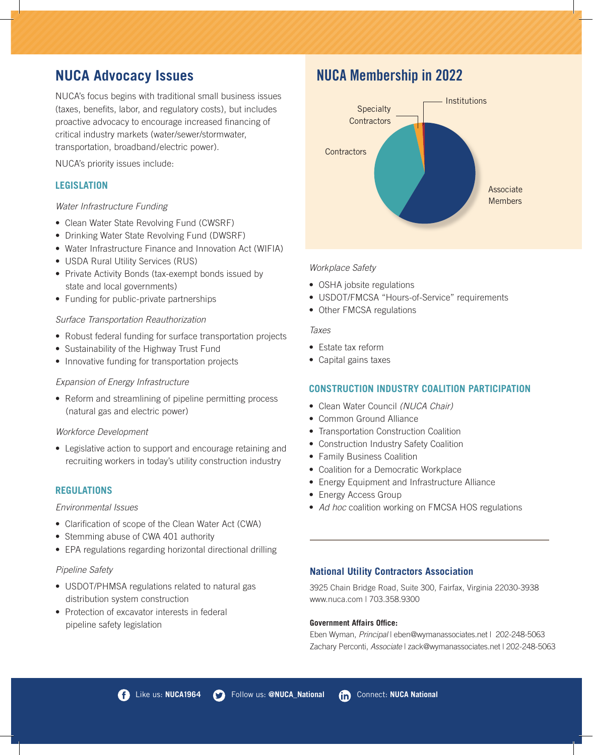## NUCA Advocacy Issues

NUCA's focus begins with traditional small business issues (taxes, benefits, labor, and regulatory costs), but includes proactive advocacy to encourage increased financing of critical industry markets (water/sewer/stormwater, transportation, broadband/electric power).

NUCA's priority issues include:

### LEGISLATION

*Water Infrastructure Funding*

- Clean Water State Revolving Fund (CWSRF)
- Drinking Water State Revolving Fund (DWSRF)
- Water Infrastructure Finance and Innovation Act (WIFIA)
- USDA Rural Utility Services (RUS)
- Private Activity Bonds (tax-exempt bonds issued by state and local governments)
- Funding for public-private partnerships

*Surface Transportation Reauthorization*

- Robust federal funding for surface transportation projects
- Sustainability of the Highway Trust Fund
- Innovative funding for transportation projects

*Expansion of Energy Infrastructure*

- Reform and streamlining of pipeline permitting process (natural gas and electric power)

*Workforce Development*

- Legislative action to support and encourage retaining and recruiting workers in today's utility construction industry

### REGULATIONS

*Environmental Issues*

- Clarification of scope of the Clean Water Act (CWA)
- Stemming abuse of CWA 401 authority
- EPA regulations regarding horizontal directional drilling

*Pipeline Safety*

- USDOT/PHMSA regulations related to natural gas distribution system construction
- Protection of excavator interests in federal pipeline safety legislation

## NUCA Membership in 2022

Institutions

Specialty Contractors

Contractors

Associate Members

*Workplace Safety*

- OSHA jobsite regulations
- USDOT/FMCSA "Hours-of-Service" requirements
- Other FMCSA regulations

*Taxes*

- Estate tax reform
- Capital gains taxes

### CONSTRUCTION INDUSTRY COALITION PARTICIPATION

- Clean Water Council *(NUCA Chair)*
- Common Ground Alliance
- Transportation Construction Coalition
- Construction Industry Safety Coalition
- Family Business Coalition
- Coalition for a Democratic Workplace
- Energy Equipment and Infrastructure Alliance
- Energy Access Group
- *Ad hoc* coalition working on FMCSA HOS regulations

---

### National Utility Contractors Association

3925 Chain Bridge Road, Suite 300, Fairfax, Virginia 22030-3938
www.nuca.com | 703.358.9300

**Government Affairs Office:**
Eben Wyman, *Principal* | eben@wymanassociates.net | 202-248-5063
Zachary Perconti, *Associate* | zack@wymanassociates.net | 202-248-5063

Like us: **NUCA1964** Follow us: **@NUCA_National** Connect: **NUCA National**